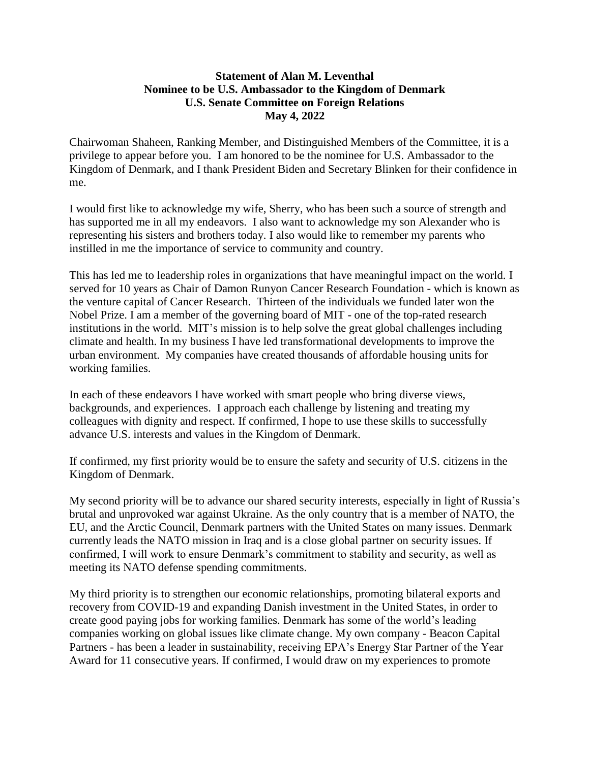**Statement of Alan M. Leventhal**
**Nominee to be U.S. Ambassador to the Kingdom of Denmark**
**U.S. Senate Committee on Foreign Relations**
**May 4, 2022**

Chairwoman Shaheen, Ranking Member, and Distinguished Members of the Committee, it is a privilege to appear before you. I am honored to be the nominee for U.S. Ambassador to the Kingdom of Denmark, and I thank President Biden and Secretary Blinken for their confidence in me.

I would first like to acknowledge my wife, Sherry, who has been such a source of strength and has supported me in all my endeavors. I also want to acknowledge my son Alexander who is representing his sisters and brothers today. I also would like to remember my parents who instilled in me the importance of service to community and country.

This has led me to leadership roles in organizations that have meaningful impact on the world. I served for 10 years as Chair of Damon Runyon Cancer Research Foundation - which is known as the venture capital of Cancer Research. Thirteen of the individuals we funded later won the Nobel Prize. I am a member of the governing board of MIT - one of the top-rated research institutions in the world. MIT's mission is to help solve the great global challenges including climate and health. In my business I have led transformational developments to improve the urban environment. My companies have created thousands of affordable housing units for working families.

In each of these endeavors I have worked with smart people who bring diverse views, backgrounds, and experiences. I approach each challenge by listening and treating my colleagues with dignity and respect. If confirmed, I hope to use these skills to successfully advance U.S. interests and values in the Kingdom of Denmark.

If confirmed, my first priority would be to ensure the safety and security of U.S. citizens in the Kingdom of Denmark.

My second priority will be to advance our shared security interests, especially in light of Russia's brutal and unprovoked war against Ukraine. As the only country that is a member of NATO, the EU, and the Arctic Council, Denmark partners with the United States on many issues. Denmark currently leads the NATO mission in Iraq and is a close global partner on security issues. If confirmed, I will work to ensure Denmark's commitment to stability and security, as well as meeting its NATO defense spending commitments.

My third priority is to strengthen our economic relationships, promoting bilateral exports and recovery from COVID-19 and expanding Danish investment in the United States, in order to create good paying jobs for working families. Denmark has some of the world's leading companies working on global issues like climate change. My own company - Beacon Capital Partners - has been a leader in sustainability, receiving EPA's Energy Star Partner of the Year Award for 11 consecutive years. If confirmed, I would draw on my experiences to promote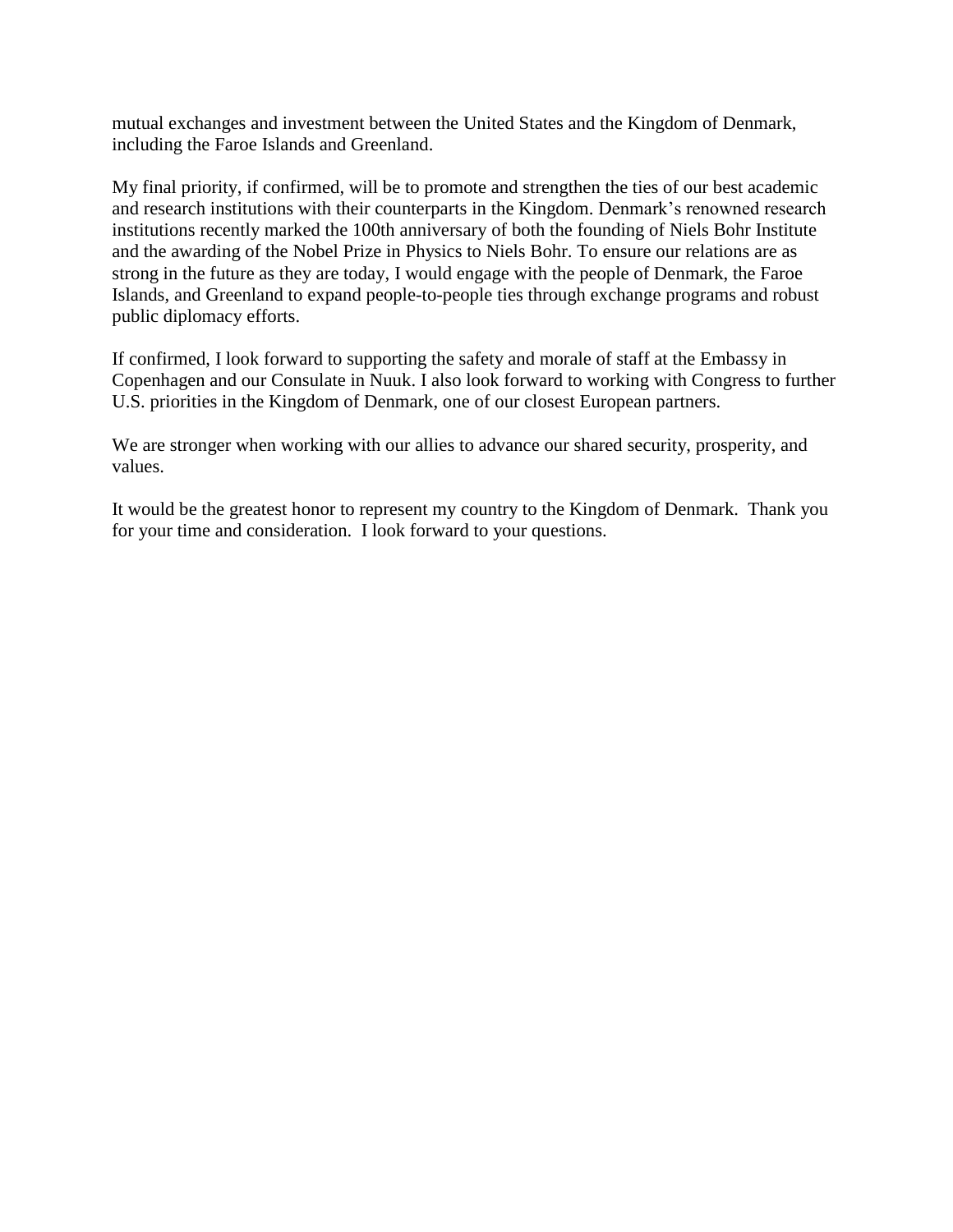mutual exchanges and investment between the United States and the Kingdom of Denmark, including the Faroe Islands and Greenland.

My final priority, if confirmed, will be to promote and strengthen the ties of our best academic and research institutions with their counterparts in the Kingdom. Denmark's renowned research institutions recently marked the 100th anniversary of both the founding of Niels Bohr Institute and the awarding of the Nobel Prize in Physics to Niels Bohr. To ensure our relations are as strong in the future as they are today, I would engage with the people of Denmark, the Faroe Islands, and Greenland to expand people-to-people ties through exchange programs and robust public diplomacy efforts.

If confirmed, I look forward to supporting the safety and morale of staff at the Embassy in Copenhagen and our Consulate in Nuuk. I also look forward to working with Congress to further U.S. priorities in the Kingdom of Denmark, one of our closest European partners.

We are stronger when working with our allies to advance our shared security, prosperity, and values.

It would be the greatest honor to represent my country to the Kingdom of Denmark. Thank you for your time and consideration. I look forward to your questions.